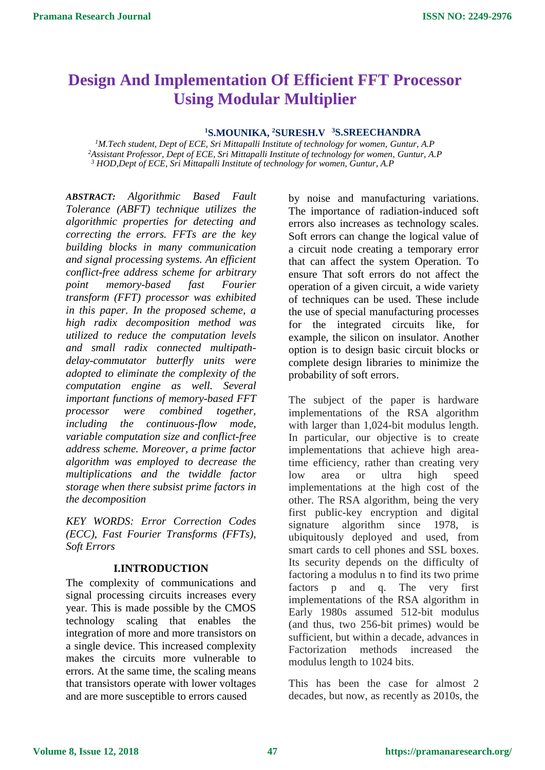# Design And Implementation Of Efficient FFT Processor Using Modular Multiplier

**[1]S.MOUNIKA, [2]SURESH.V [3]S.SREECHANDRA**

*[1]M.Tech student, Dept of ECE, Sri Mittapalli Institute of technology for women, Guntur, A.P*
*[2]Assistant Professor, Dept of ECE, Sri Mittapalli Institute of technology for women, Guntur, A.P*
*[3] HOD,Dept of ECE, Sri Mittapalli Institute of technology for women, Guntur, A.P*

***ABSTRACT:*** *Algorithmic Based Fault Tolerance (ABFT) technique utilizes the algorithmic properties for detecting and correcting the errors. FFTs are the key building blocks in many communication and signal processing systems. An efficient conflict-free address scheme for arbitrary point memory-based fast Fourier transform (FFT) processor was exhibited in this paper. In the proposed scheme, a high radix decomposition method was utilized to reduce the computation levels and small radix connected multipath-delay-commutator butterfly units were adopted to eliminate the complexity of the computation engine as well. Several important functions of memory-based FFT processor were combined together, including the continuous-flow mode, variable computation size and conflict-free address scheme. Moreover, a prime factor algorithm was employed to decrease the multiplications and the twiddle factor storage when there subsist prime factors in the decomposition*

*KEY WORDS: Error Correction Codes (ECC), Fast Fourier Transforms (FFTs), Soft Errors*

## I.INTRODUCTION

The complexity of communications and signal processing circuits increases every year. This is made possible by the CMOS technology scaling that enables the integration of more and more transistors on a single device. This increased complexity makes the circuits more vulnerable to errors. At the same time, the scaling means that transistors operate with lower voltages and are more susceptible to errors caused by noise and manufacturing variations. The importance of radiation-induced soft errors also increases as technology scales. Soft errors can change the logical value of a circuit node creating a temporary error that can affect the system Operation. To ensure That soft errors do not affect the operation of a given circuit, a wide variety of techniques can be used. These include the use of special manufacturing processes for the integrated circuits like, for example, the silicon on insulator. Another option is to design basic circuit blocks or complete design libraries to minimize the probability of soft errors.

The subject of the paper is hardware implementations of the RSA algorithm with larger than 1,024-bit modulus length. In particular, our objective is to create implementations that achieve high area-time efficiency, rather than creating very low area or ultra high speed implementations at the high cost of the other. The RSA algorithm, being the very first public-key encryption and digital signature algorithm since 1978, is ubiquitously deployed and used, from smart cards to cell phones and SSL boxes. Its security depends on the difficulty of factoring a modulus n to find its two prime factors p and q. The very first implementations of the RSA algorithm in Early 1980s assumed 512-bit modulus (and thus, two 256-bit primes) would be sufficient, but within a decade, advances in Factorization methods increased the modulus length to 1024 bits.

This has been the case for almost 2 decades, but now, as recently as 2010s, the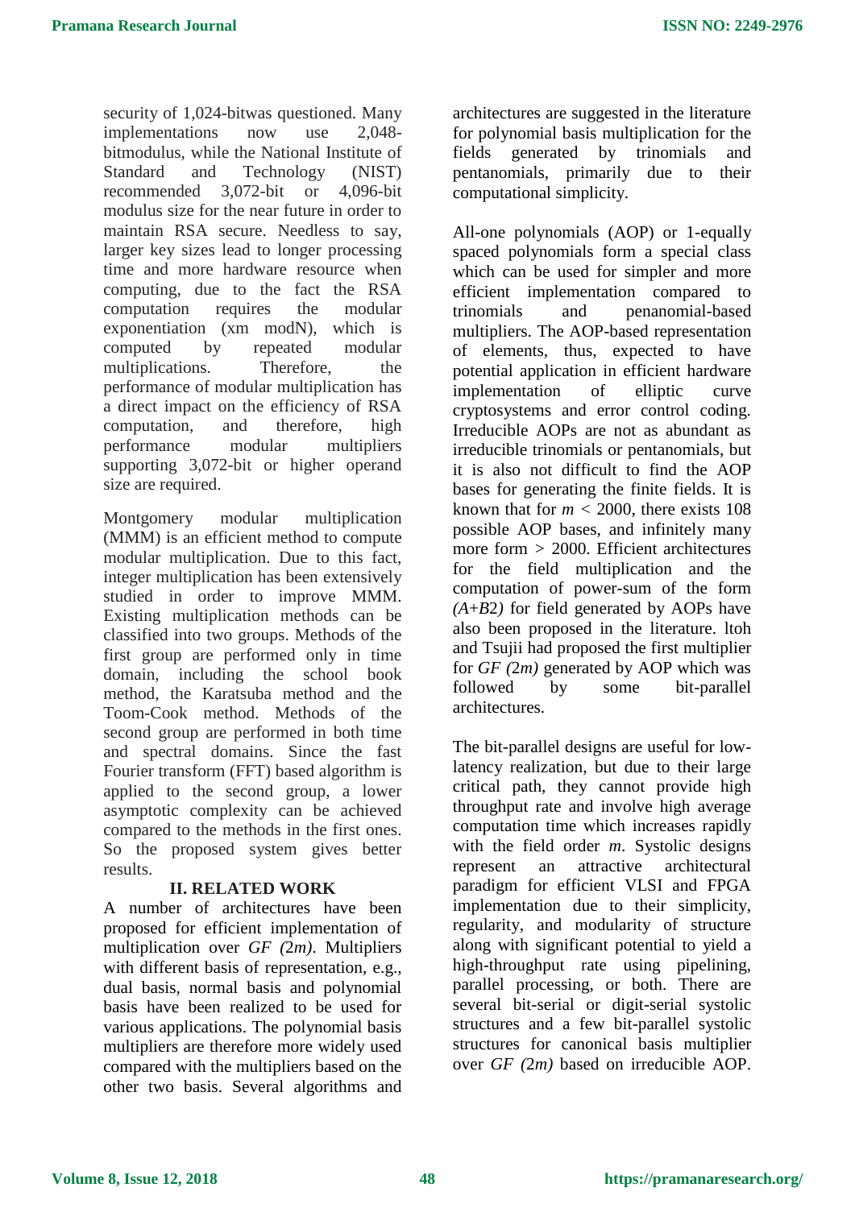security of 1,024-bitwas questioned. Many implementations now use 2,048-bitmodulus, while the National Institute of Standard and Technology (NIST) recommended 3,072-bit or 4,096-bit modulus size for the near future in order to maintain RSA secure. Needless to say, larger key sizes lead to longer processing time and more hardware resource when computing, due to the fact the RSA computation requires the modular exponentiation (xm modN), which is computed by repeated modular multiplications. Therefore, the performance of modular multiplication has a direct impact on the efficiency of RSA computation, and therefore, high performance modular multipliers supporting 3,072-bit or higher operand size are required.

Montgomery modular multiplication (MMM) is an efficient method to compute modular multiplication. Due to this fact, integer multiplication has been extensively studied in order to improve MMM. Existing multiplication methods can be classified into two groups. Methods of the first group are performed only in time domain, including the school book method, the Karatsuba method and the Toom-Cook method. Methods of the second group are performed in both time and spectral domains. Since the fast Fourier transform (FFT) based algorithm is applied to the second group, a lower asymptotic complexity can be achieved compared to the methods in the first ones. So the proposed system gives better results.

## II. RELATED WORK

A number of architectures have been proposed for efficient implementation of multiplication over *GF (2m)*. Multipliers with different basis of representation, e.g., dual basis, normal basis and polynomial basis have been realized to be used for various applications. The polynomial basis multipliers are therefore more widely used compared with the multipliers based on the other two basis. Several algorithms and architectures are suggested in the literature for polynomial basis multiplication for the fields generated by trinomials and pentanomials, primarily due to their computational simplicity.

All-one polynomials (AOP) or 1-equally spaced polynomials form a special class which can be used for simpler and more efficient implementation compared to trinomials and penanomial-based multipliers. The AOP-based representation of elements, thus, expected to have potential application in efficient hardware implementation of elliptic curve cryptosystems and error control coding. Irreducible AOPs are not as abundant as irreducible trinomials or pentanomials, but it is also not difficult to find the AOP bases for generating the finite fields. It is known that for $m$ < 2000, there exists 108 possible AOP bases, and infinitely many more form > 2000. Efficient architectures for the field multiplication and the computation of power-sum of the form *(A+B2)* for field generated by AOPs have also been proposed in the literature. ltoh and Tsujii had proposed the first multiplier for *GF (2m)* generated by AOP which was followed by some bit-parallel architectures.

The bit-parallel designs are useful for low-latency realization, but due to their large critical path, they cannot provide high throughput rate and involve high average computation time which increases rapidly with the field order $m$. Systolic designs represent an attractive architectural paradigm for efficient VLSI and FPGA implementation due to their simplicity, regularity, and modularity of structure along with significant potential to yield a high-throughput rate using pipelining, parallel processing, or both. There are several bit-serial or digit-serial systolic structures and a few bit-parallel systolic structures for canonical basis multiplier over *GF (2m)* based on irreducible AOP.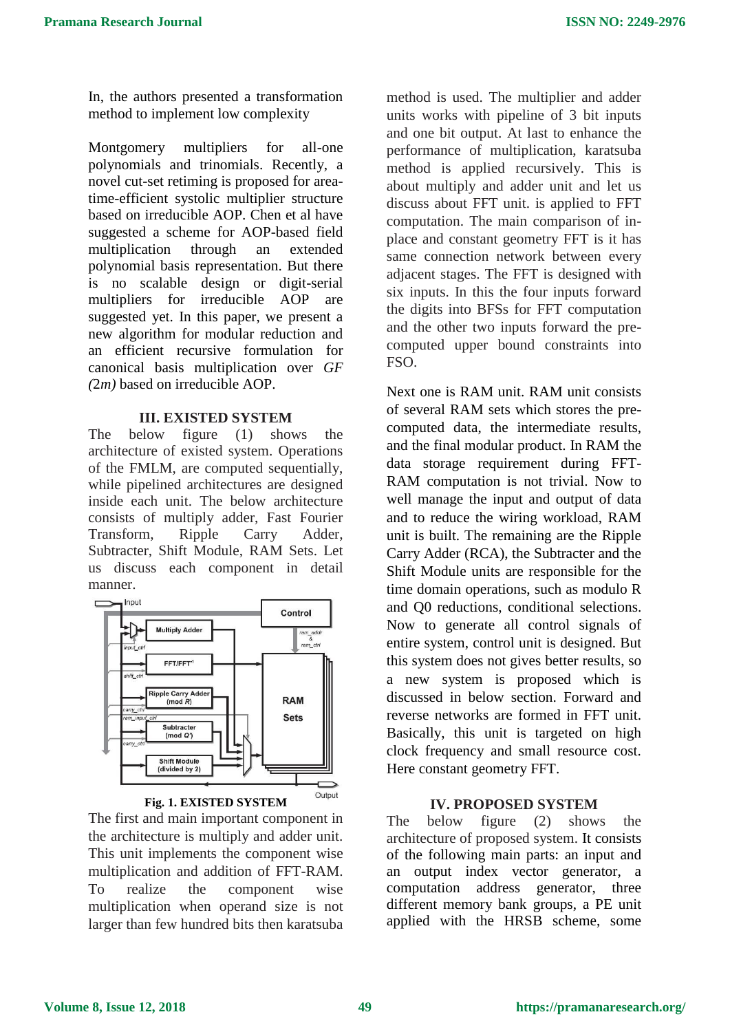In, the authors presented a transformation method to implement low complexity

Montgomery multipliers for all-one polynomials and trinomials. Recently, a novel cut-set retiming is proposed for area-time-efficient systolic multiplier structure based on irreducible AOP. Chen et al have suggested a scheme for AOP-based field multiplication through an extended polynomial basis representation. But there is no scalable design or digit-serial multipliers for irreducible AOP are suggested yet. In this paper, we present a new algorithm for modular reduction and an efficient recursive formulation for canonical basis multiplication over *GF (2m)* based on irreducible AOP.

## III. EXISTED SYSTEM

The below figure (1) shows the architecture of existed system. Operations of the FMLM, are computed sequentially, while pipelined architectures are designed inside each unit. The below architecture consists of multiply adder, Fast Fourier Transform, Ripple Carry Adder, Subtracter, Shift Module, RAM Sets. Let us discuss each component in detail manner.

**Fig. 1. EXISTED SYSTEM**

The first and main important component in the architecture is multiply and adder unit. This unit implements the component wise multiplication and addition of FFT-RAM. To realize the component wise multiplication when operand size is not larger than few hundred bits then karatsuba method is used. The multiplier and adder units works with pipeline of 3 bit inputs and one bit output. At last to enhance the performance of multiplication, karatsuba method is applied recursively. This is about multiply and adder unit and let us discuss about FFT unit. is applied to FFT computation. The main comparison of in-place and constant geometry FFT is it has same connection network between every adjacent stages. The FFT is designed with six inputs. In this the four inputs forward the digits into BFSs for FFT computation and the other two inputs forward the pre-computed upper bound constraints into FSO.

Next one is RAM unit. RAM unit consists of several RAM sets which stores the pre-computed data, the intermediate results, and the final modular product. In RAM the data storage requirement during FFT-RAM computation is not trivial. Now to well manage the input and output of data and to reduce the wiring workload, RAM unit is built. The remaining are the Ripple Carry Adder (RCA), the Subtracter and the Shift Module units are responsible for the time domain operations, such as modulo R and Q0 reductions, conditional selections. Now to generate all control signals of entire system, control unit is designed. But this system does not gives better results, so a new system is proposed which is discussed in below section. Forward and reverse networks are formed in FFT unit. Basically, this unit is targeted on high clock frequency and small resource cost. Here constant geometry FFT.

## IV. PROPOSED SYSTEM

The below figure (2) shows the architecture of proposed system. It consists of the following main parts: an input and an output index vector generator, a computation address generator, three different memory bank groups, a PE unit applied with the HRSB scheme, some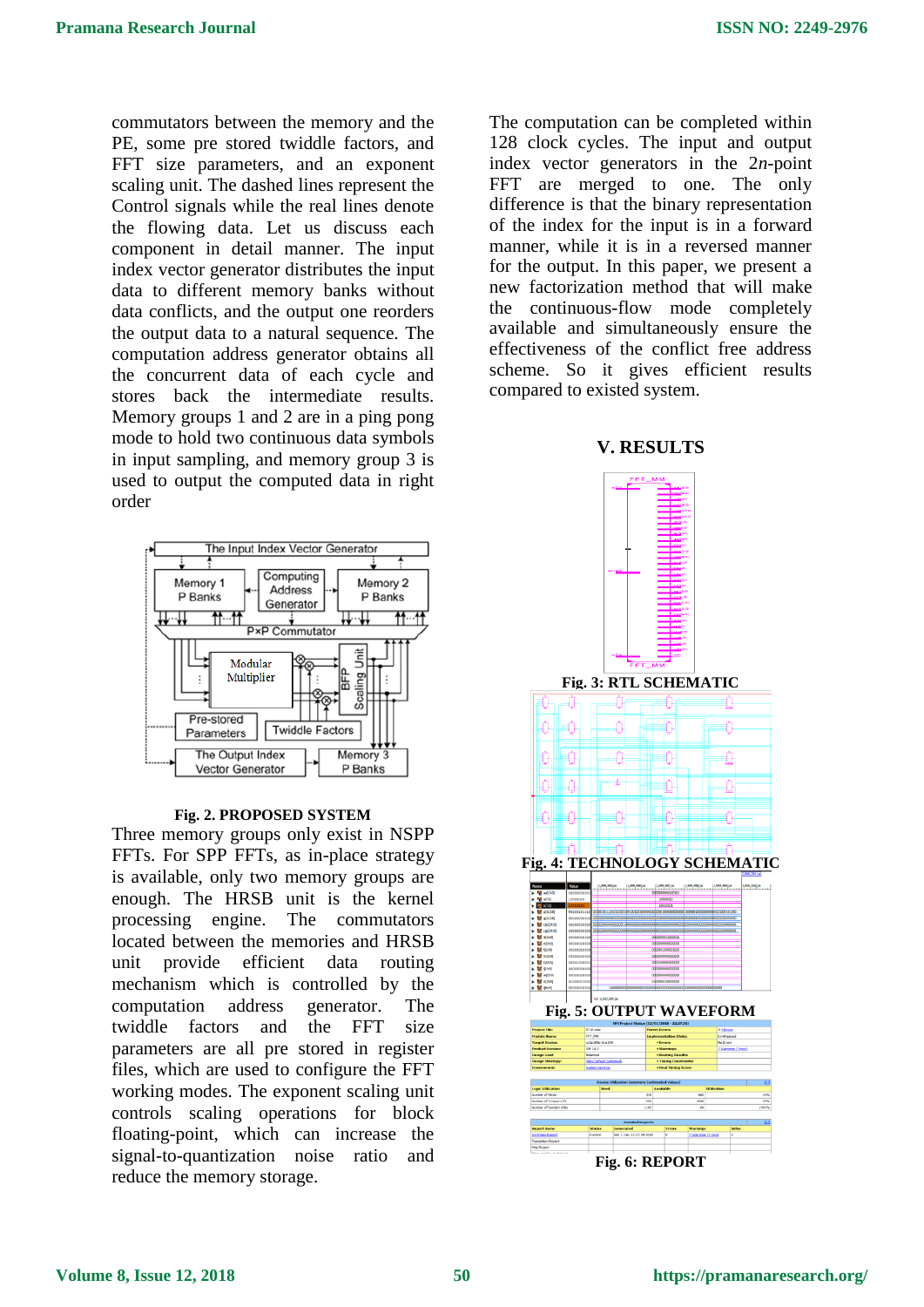commutators between the memory and the PE, some pre stored twiddle factors, and FFT size parameters, and an exponent scaling unit. The dashed lines represent the Control signals while the real lines denote the flowing data. Let us discuss each component in detail manner. The input index vector generator distributes the input data to different memory banks without data conflicts, and the output one reorders the output data to a natural sequence. The computation address generator obtains all the concurrent data of each cycle and stores back the intermediate results. Memory groups 1 and 2 are in a ping pong mode to hold two continuous data symbols in input sampling, and memory group 3 is used to output the computed data in right order

**Fig. 2. PROPOSED SYSTEM**

Three memory groups only exist in NSPP FFTs. For SPP FFTs, as in-place strategy is available, only two memory groups are enough. The HRSB unit is the kernel processing engine. The commutators located between the memories and HRSB unit provide efficient data routing mechanism which is controlled by the computation address generator. The twiddle factors and the FFT size parameters are all pre stored in register files, which are used to configure the FFT working modes. The exponent scaling unit controls scaling operations for block floating-point, which can increase the signal-to-quantization noise ratio and reduce the memory storage.

The computation can be completed within 128 clock cycles. The input and output index vector generators in the $2n$-point FFT are merged to one. The only difference is that the binary representation of the index for the input is in a forward manner, while it is in a reversed manner for the output. In this paper, we present a new factorization method that will make the continuous-flow mode completely available and simultaneously ensure the effectiveness of the conflict free address scheme. So it gives efficient results compared to existed system.

## V. RESULTS

**Fig. 3: RTL SCHEMATIC**

**Fig. 4: TECHNOLOGY SCHEMATIC**

**Fig. 5: OUTPUT WAVEFORM**

**Fig. 6: REPORT**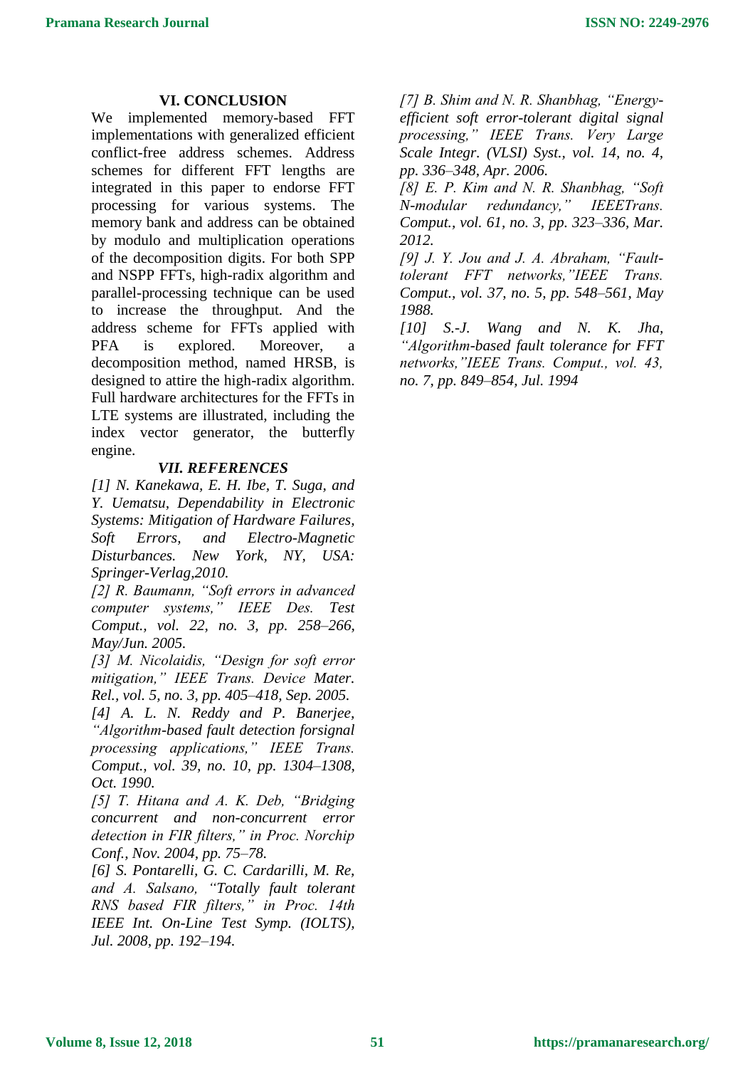## VI. CONCLUSION

We implemented memory-based FFT implementations with generalized efficient conflict-free address schemes. Address schemes for different FFT lengths are integrated in this paper to endorse FFT processing for various systems. The memory bank and address can be obtained by modulo and multiplication operations of the decomposition digits. For both SPP and NSPP FFTs, high-radix algorithm and parallel-processing technique can be used to increase the throughput. And the address scheme for FFTs applied with PFA is explored. Moreover, a decomposition method, named HRSB, is designed to attire the high-radix algorithm. Full hardware architectures for the FFTs in LTE systems are illustrated, including the index vector generator, the butterfly engine.

## *VII. REFERENCES*

*[1] N. Kanekawa, E. H. Ibe, T. Suga, and Y. Uematsu, Dependability in Electronic Systems: Mitigation of Hardware Failures, Soft Errors, and Electro-Magnetic Disturbances. New York, NY, USA: Springer-Verlag,2010.*

*[2] R. Baumann, "Soft errors in advanced computer systems," IEEE Des. Test Comput., vol. 22, no. 3, pp. 258–266, May/Jun. 2005.*

*[3] M. Nicolaidis, "Design for soft error mitigation," IEEE Trans. Device Mater. Rel., vol. 5, no. 3, pp. 405–418, Sep. 2005.*

*[4] A. L. N. Reddy and P. Banerjee, "Algorithm-based fault detection forsignal processing applications," IEEE Trans. Comput., vol. 39, no. 10, pp. 1304–1308, Oct. 1990.*

*[5] T. Hitana and A. K. Deb, "Bridging concurrent and non-concurrent error detection in FIR filters," in Proc. Norchip Conf., Nov. 2004, pp. 75–78.*

*[6] S. Pontarelli, G. C. Cardarilli, M. Re, and A. Salsano, "Totally fault tolerant RNS based FIR filters," in Proc. 14th IEEE Int. On-Line Test Symp. (IOLTS), Jul. 2008, pp. 192–194.*

*[7] B. Shim and N. R. Shanbhag, "Energy-efficient soft error-tolerant digital signal processing," IEEE Trans. Very Large Scale Integr. (VLSI) Syst., vol. 14, no. 4, pp. 336–348, Apr. 2006.*

*[8] E. P. Kim and N. R. Shanbhag, "Soft N-modular redundancy," IEEETrans. Comput., vol. 61, no. 3, pp. 323–336, Mar. 2012.*

*[9] J. Y. Jou and J. A. Abraham, "Fault-tolerant FFT networks,"IEEE Trans. Comput., vol. 37, no. 5, pp. 548–561, May 1988.*

*[10] S.-J. Wang and N. K. Jha, "Algorithm-based fault tolerance for FFT networks,"IEEE Trans. Comput., vol. 43, no. 7, pp. 849–854, Jul. 1994*